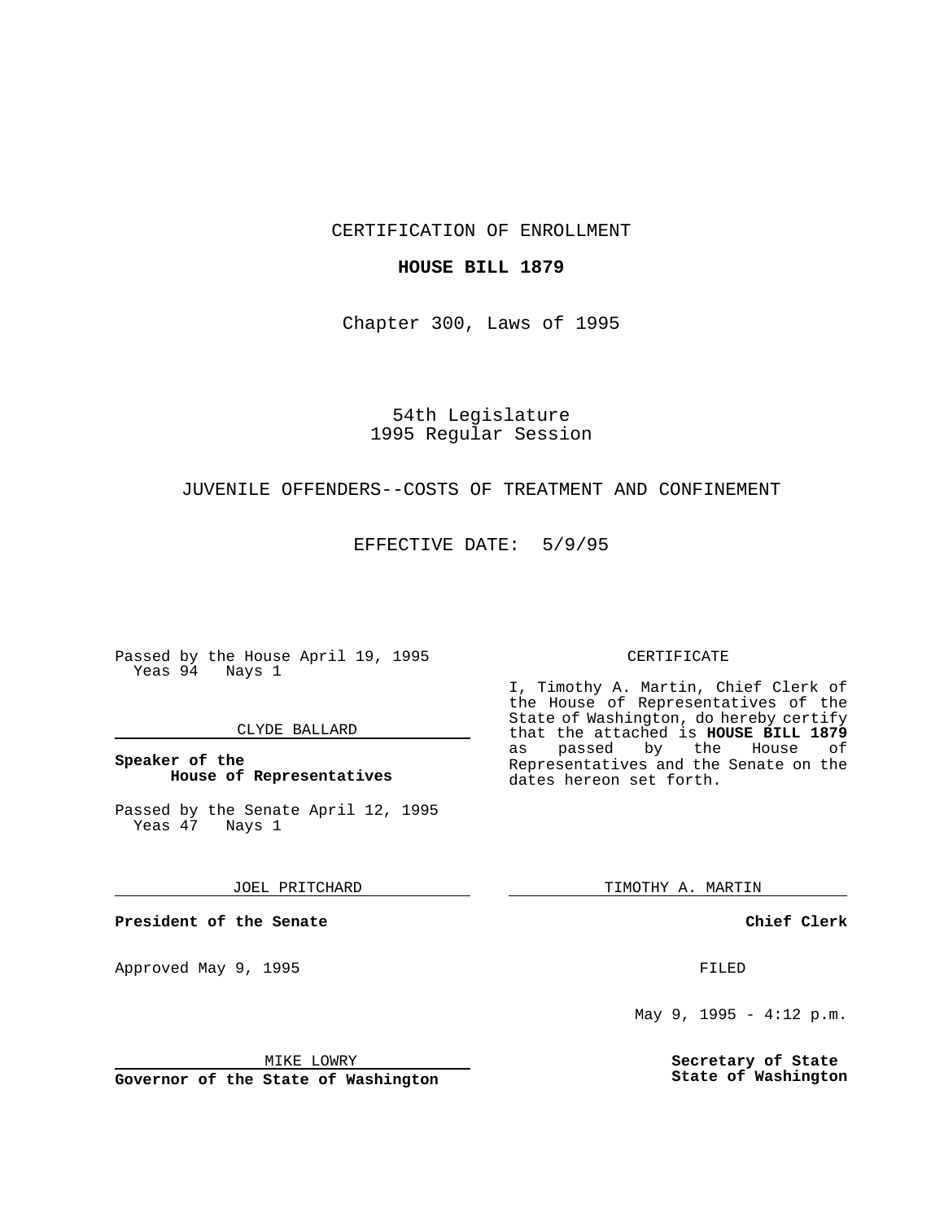CERTIFICATION OF ENROLLMENT

**HOUSE BILL 1879**

Chapter 300, Laws of 1995

54th Legislature
1995 Regular Session

JUVENILE OFFENDERS--COSTS OF TREATMENT AND CONFINEMENT

EFFECTIVE DATE: 5/9/95

Passed by the House April 19, 1995
Yeas 94 Nays 1

CLYDE BALLARD

**Speaker of the House of Representatives**

Passed by the Senate April 12, 1995
Yeas 47 Nays 1

JOEL PRITCHARD

**President of the Senate**

Approved May 9, 1995

MIKE LOWRY

**Governor of the State of Washington**

CERTIFICATE

I, Timothy A. Martin, Chief Clerk of the House of Representatives of the State of Washington, do hereby certify that the attached is **HOUSE BILL 1879** as passed by the House of Representatives and the Senate on the dates hereon set forth.

TIMOTHY A. MARTIN

**Chief Clerk**

FILED

May 9, 1995 - 4:12 p.m.

**Secretary of State State of Washington**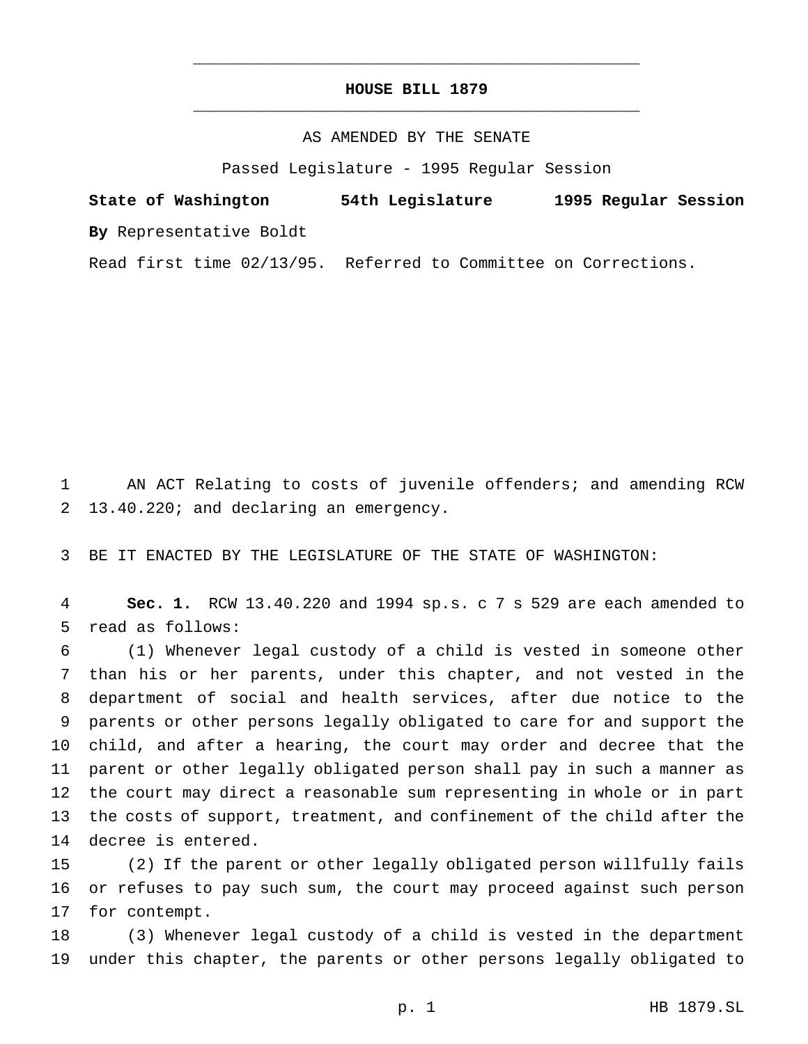# HOUSE BILL 1879

AS AMENDED BY THE SENATE

Passed Legislature - 1995 Regular Session

**State of Washington 54th Legislature 1995 Regular Session**

**By** Representative Boldt

Read first time 02/13/95. Referred to Committee on Corrections.

AN ACT Relating to costs of juvenile offenders; and amending RCW 13.40.220; and declaring an emergency.

BE IT ENACTED BY THE LEGISLATURE OF THE STATE OF WASHINGTON:

**Sec. 1.** RCW 13.40.220 and 1994 sp.s. c 7 s 529 are each amended to read as follows:

(1) Whenever legal custody of a child is vested in someone other than his or her parents, under this chapter, and not vested in the department of social and health services, after due notice to the parents or other persons legally obligated to care for and support the child, and after a hearing, the court may order and decree that the parent or other legally obligated person shall pay in such a manner as the court may direct a reasonable sum representing in whole or in part the costs of support, treatment, and confinement of the child after the decree is entered.

(2) If the parent or other legally obligated person willfully fails or refuses to pay such sum, the court may proceed against such person for contempt.

(3) Whenever legal custody of a child is vested in the department under this chapter, the parents or other persons legally obligated to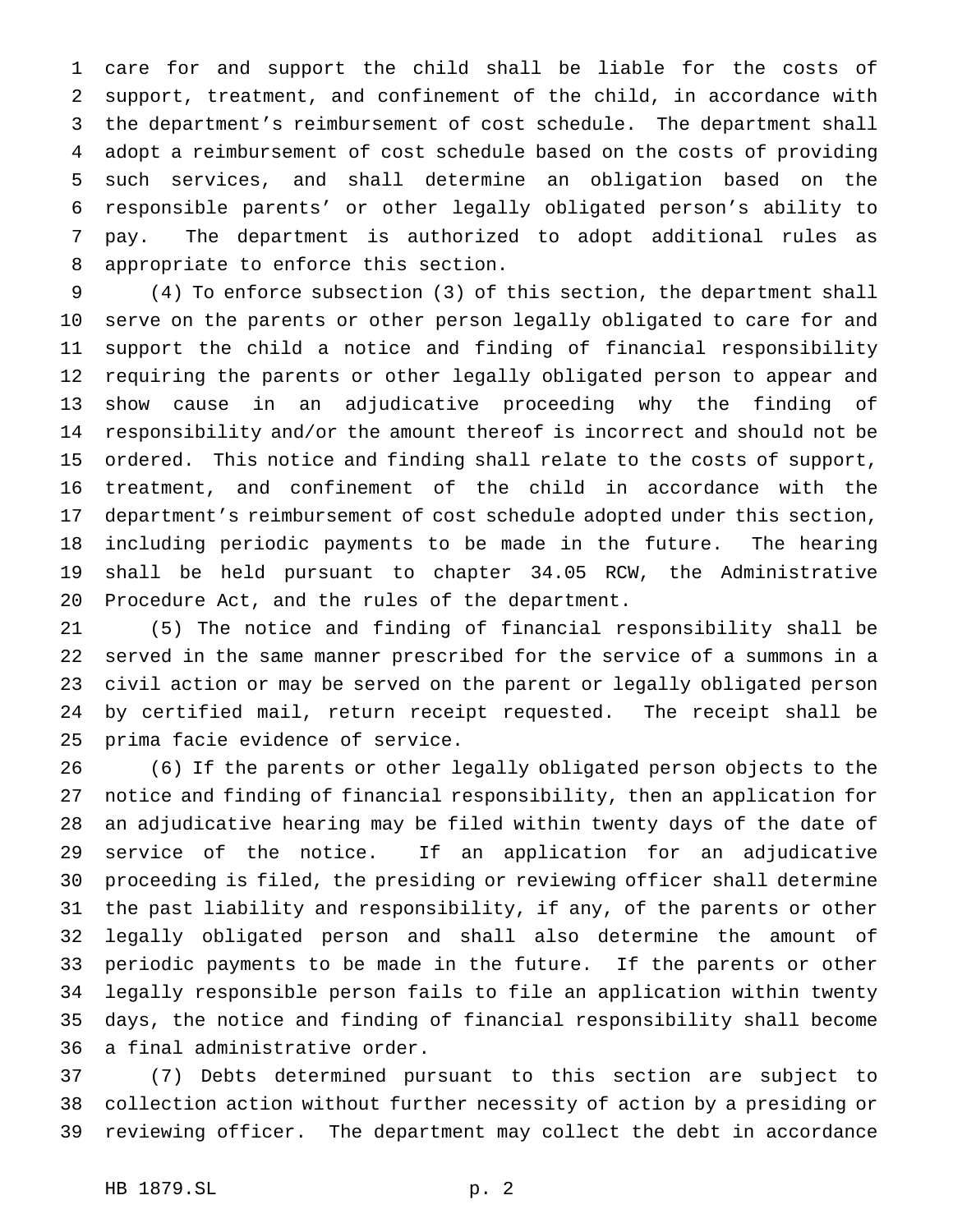care for and support the child shall be liable for the costs of support, treatment, and confinement of the child, in accordance with the department's reimbursement of cost schedule. The department shall adopt a reimbursement of cost schedule based on the costs of providing such services, and shall determine an obligation based on the responsible parents' or other legally obligated person's ability to pay. The department is authorized to adopt additional rules as appropriate to enforce this section.

(4) To enforce subsection (3) of this section, the department shall serve on the parents or other person legally obligated to care for and support the child a notice and finding of financial responsibility requiring the parents or other legally obligated person to appear and show cause in an adjudicative proceeding why the finding of responsibility and/or the amount thereof is incorrect and should not be ordered. This notice and finding shall relate to the costs of support, treatment, and confinement of the child in accordance with the department's reimbursement of cost schedule adopted under this section, including periodic payments to be made in the future. The hearing shall be held pursuant to chapter 34.05 RCW, the Administrative Procedure Act, and the rules of the department.

(5) The notice and finding of financial responsibility shall be served in the same manner prescribed for the service of a summons in a civil action or may be served on the parent or legally obligated person by certified mail, return receipt requested. The receipt shall be prima facie evidence of service.

(6) If the parents or other legally obligated person objects to the notice and finding of financial responsibility, then an application for an adjudicative hearing may be filed within twenty days of the date of service of the notice. If an application for an adjudicative proceeding is filed, the presiding or reviewing officer shall determine the past liability and responsibility, if any, of the parents or other legally obligated person and shall also determine the amount of periodic payments to be made in the future. If the parents or other legally responsible person fails to file an application within twenty days, the notice and finding of financial responsibility shall become a final administrative order.

(7) Debts determined pursuant to this section are subject to collection action without further necessity of action by a presiding or reviewing officer. The department may collect the debt in accordance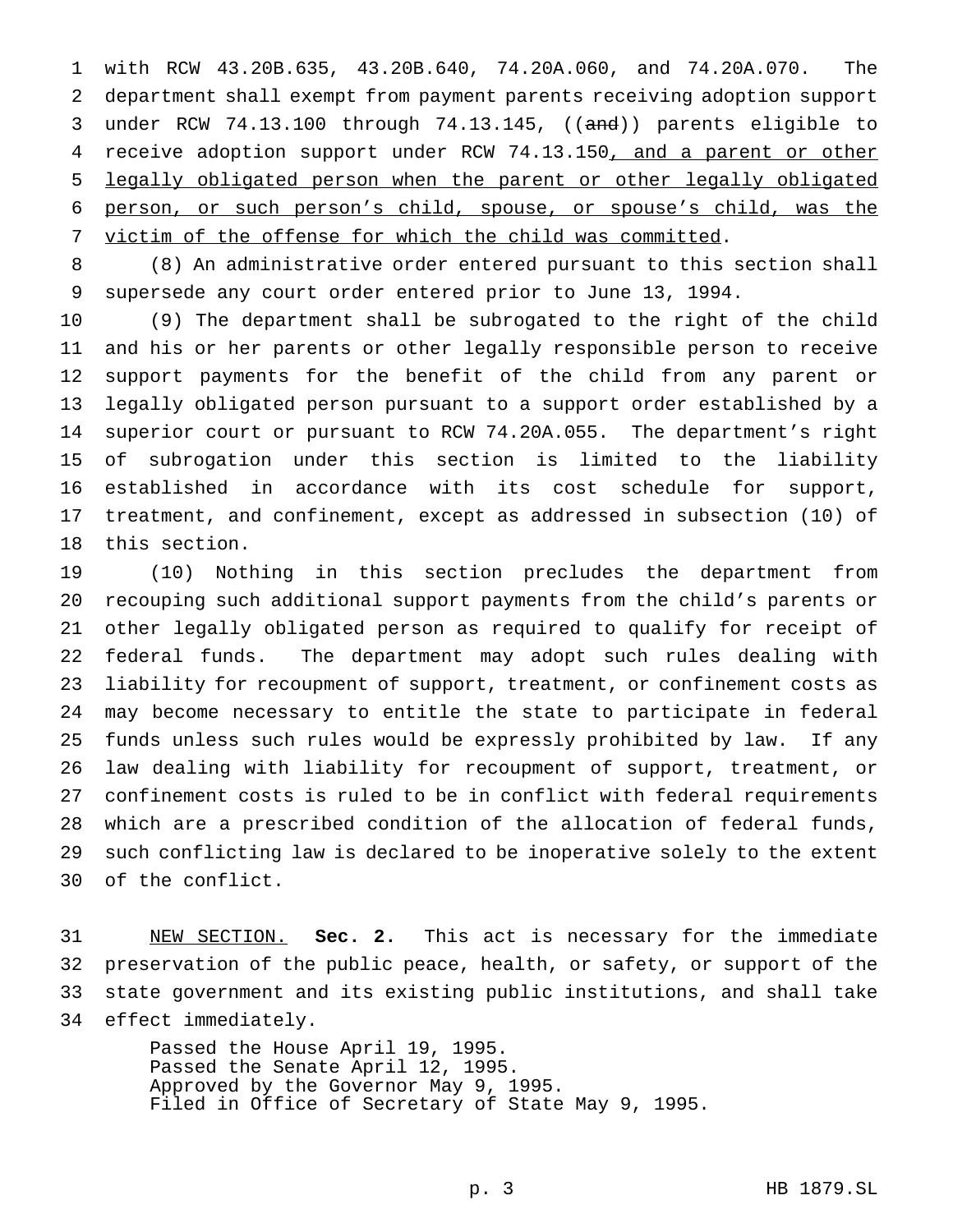with RCW 43.20B.635, 43.20B.640, 74.20A.060, and 74.20A.070. The department shall exempt from payment parents receiving adoption support under RCW 74.13.100 through 74.13.145, ((~~and~~)) parents eligible to receive adoption support under RCW 74.13.150, and a parent or other legally obligated person when the parent or other legally obligated person, or such person's child, spouse, or spouse's child, was the victim of the offense for which the child was committed.

(8) An administrative order entered pursuant to this section shall supersede any court order entered prior to June 13, 1994.

(9) The department shall be subrogated to the right of the child and his or her parents or other legally responsible person to receive support payments for the benefit of the child from any parent or legally obligated person pursuant to a support order established by a superior court or pursuant to RCW 74.20A.055. The department's right of subrogation under this section is limited to the liability established in accordance with its cost schedule for support, treatment, and confinement, except as addressed in subsection (10) of this section.

(10) Nothing in this section precludes the department from recouping such additional support payments from the child's parents or other legally obligated person as required to qualify for receipt of federal funds. The department may adopt such rules dealing with liability for recoupment of support, treatment, or confinement costs as may become necessary to entitle the state to participate in federal funds unless such rules would be expressly prohibited by law. If any law dealing with liability for recoupment of support, treatment, or confinement costs is ruled to be in conflict with federal requirements which are a prescribed condition of the allocation of federal funds, such conflicting law is declared to be inoperative solely to the extent of the conflict.

NEW SECTION. **Sec. 2.** This act is necessary for the immediate preservation of the public peace, health, or safety, or support of the state government and its existing public institutions, and shall take effect immediately.

Passed the House April 19, 1995.
Passed the Senate April 12, 1995.
Approved by the Governor May 9, 1995.
Filed in Office of Secretary of State May 9, 1995.